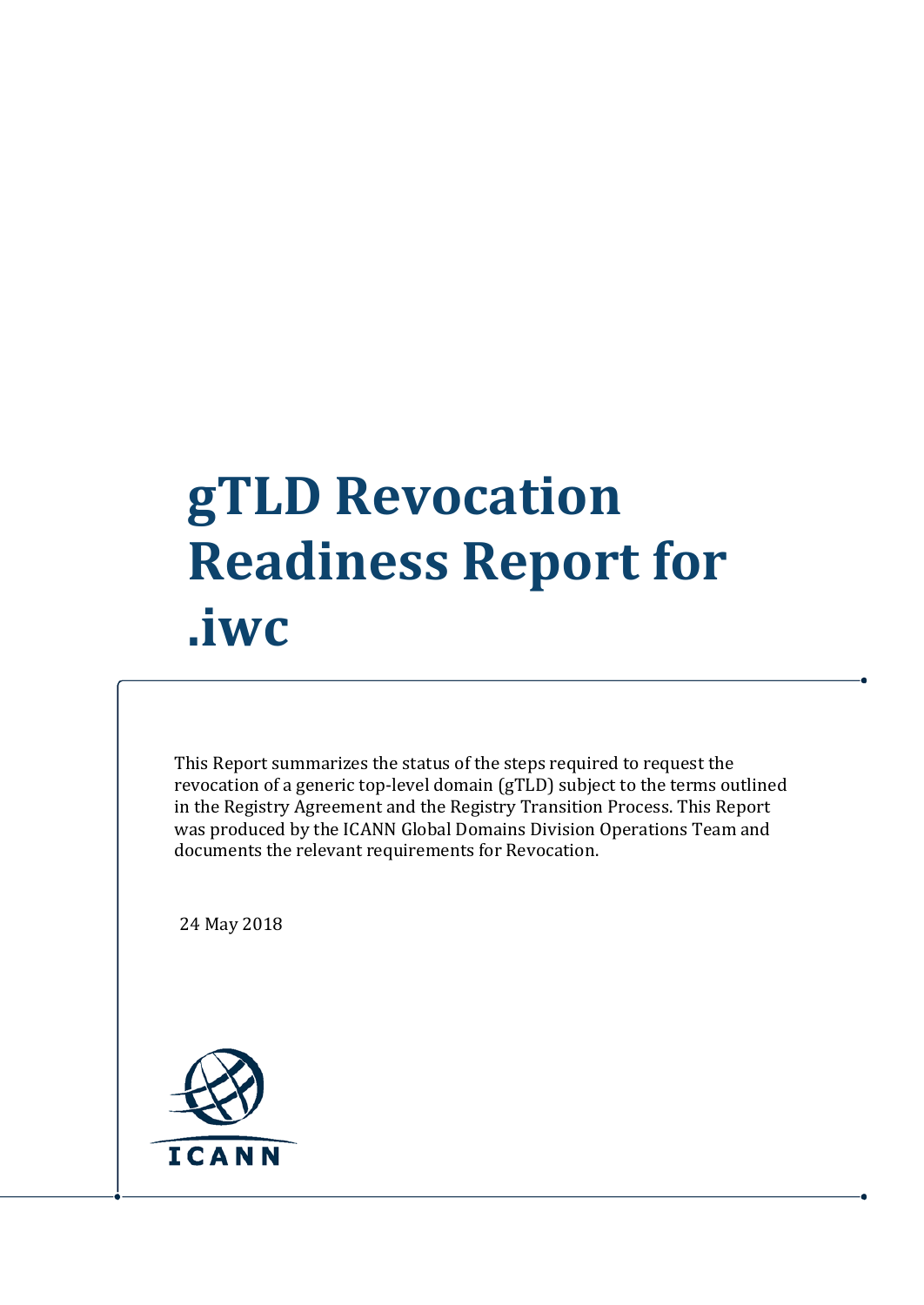# gTLD Revocation Readiness Report for .iwc

This Report summarizes the status of the steps required to request the revocation of a generic top-level domain (gTLD) subject to the terms outlined in the Registry Agreement and the Registry Transition Process. This Report was produced by the ICANN Global Domains Division Operations Team and documents the relevant requirements for Revocation.

24 May 2018

ICANN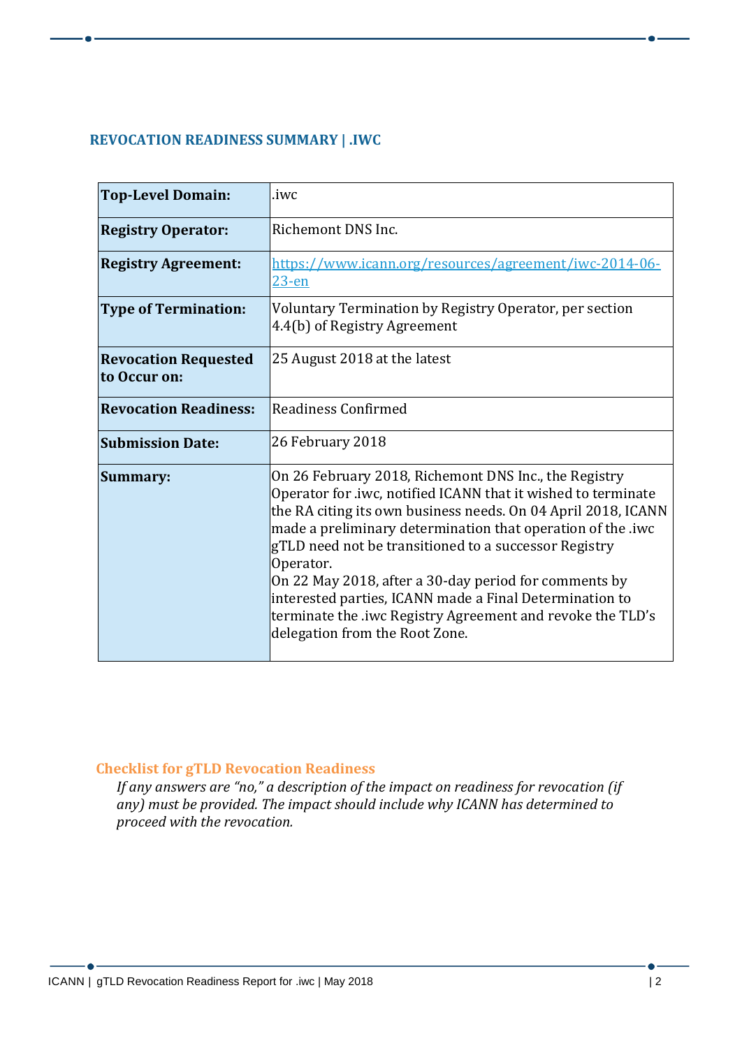## REVOCATION READINESS SUMMARY | .IWC

| | |
|---|---|
| **Top-Level Domain:** | .iwc |
| **Registry Operator:** | Richemont DNS Inc. |
| **Registry Agreement:** | [https://www.icann.org/resources/agreement/iwc-2014-06-23-en](https://www.icann.org/resources/agreement/iwc-2014-06-23-en) |
| **Type of Termination:** | Voluntary Termination by Registry Operator, per section 4.4(b) of Registry Agreement |
| **Revocation Requested to Occur on:** | 25 August 2018 at the latest |
| **Revocation Readiness:** | Readiness Confirmed |
| **Submission Date:** | 26 February 2018 |
| **Summary:** | On 26 February 2018, Richemont DNS Inc., the Registry Operator for .iwc, notified ICANN that it wished to terminate the RA citing its own business needs. On 04 April 2018, ICANN made a preliminary determination that operation of the .iwc gTLD need not be transitioned to a successor Registry Operator.<br>On 22 May 2018, after a 30-day period for comments by interested parties, ICANN made a Final Determination to terminate the .iwc Registry Agreement and revoke the TLD's delegation from the Root Zone. |

### Checklist for gTLD Revocation Readiness

*If any answers are "no," a description of the impact on readiness for revocation (if any) must be provided. The impact should include why ICANN has determined to proceed with the revocation.*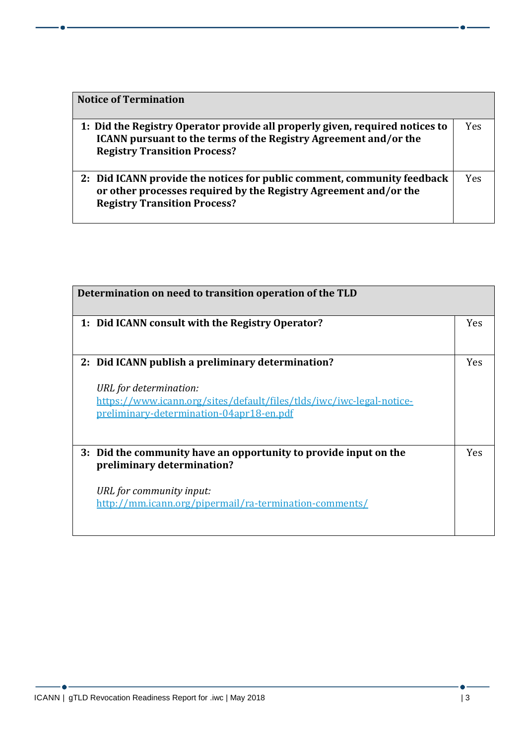| Notice of Termination | |
|---|---|
| **1: Did the Registry Operator provide all properly given, required notices to ICANN pursuant to the terms of the Registry Agreement and/or the Registry Transition Process?** | Yes |
| **2: Did ICANN provide the notices for public comment, community feedback or other processes required by the Registry Agreement and/or the Registry Transition Process?** | Yes |

| Determination on need to transition operation of the TLD | |
|---|---|
| **1: Did ICANN consult with the Registry Operator?** | Yes |
| **2: Did ICANN publish a preliminary determination?**<br><br>*URL for determination:*<br>[https://www.icann.org/sites/default/files/tlds/iwc/iwc-legal-notice-preliminary-determination-04apr18-en.pdf](https://www.icann.org/sites/default/files/tlds/iwc/iwc-legal-notice-preliminary-determination-04apr18-en.pdf) | Yes |
| **3: Did the community have an opportunity to provide input on the preliminary determination?**<br><br>*URL for community input:*<br>[http://mm.icann.org/pipermail/ra-termination-comments/](http://mm.icann.org/pipermail/ra-termination-comments/) | Yes |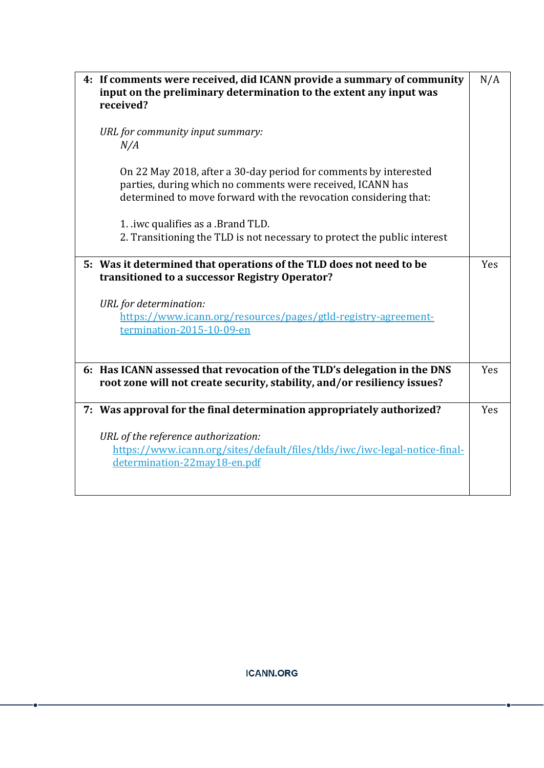| | |
|---|---|
| **4: If comments were received, did ICANN provide a summary of community input on the preliminary determination to the extent any input was received?**<br><br>*URL for community input summary:*<br>*N/A*<br><br>On 22 May 2018, after a 30-day period for comments by interested parties, during which no comments were received, ICANN has determined to move forward with the revocation considering that:<br><br>1. .iwc qualifies as a .Brand TLD.<br>2. Transitioning the TLD is not necessary to protect the public interest | N/A |
| **5: Was it determined that operations of the TLD does not need to be transitioned to a successor Registry Operator?**<br><br>*URL for determination:*<br>https://www.icann.org/resources/pages/gtld-registry-agreement-termination-2015-10-09-en | Yes |
| **6: Has ICANN assessed that revocation of the TLD's delegation in the DNS root zone will not create security, stability, and/or resiliency issues?** | Yes |
| **7: Was approval for the final determination appropriately authorized?**<br><br>*URL of the reference authorization:*<br>https://www.icann.org/sites/default/files/tlds/iwc/iwc-legal-notice-final-determination-22may18-en.pdf | Yes |